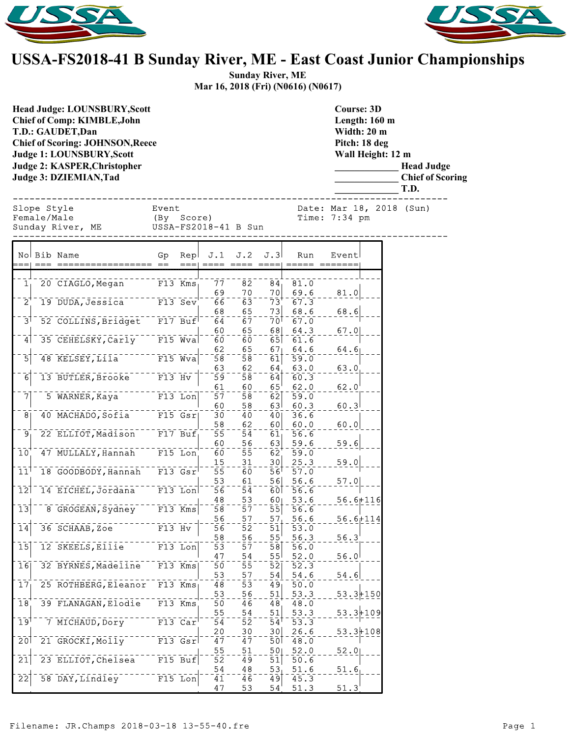# USSA-FS2018-41 B Sunday River, ME - East Coast Junior Championships

**Sunday River, ME**
**Mar 16, 2018 (Fri) (N0616) (N0617)**

**Head Judge: LOUNSBURY,Scott**
**Chief of Comp: KIMBLE,John**
**T.D.: GAUDET,Dan**
**Chief of Scoring: JOHNSON,Reece**
**Judge 1: LOUNSBURY,Scott**
**Judge 2: KASPER,Christopher**
**Judge 3: DZIEMIAN,Tad**

**Course: 3D**
**Length: 160 m**
**Width: 20 m**
**Pitch: 18 deg**
**Wall Height: 12 m**
_____________ **Head Judge**
_____________ **Chief of Scoring**
_____________ **T.D.**

```
Slope Style            Event                        Date: Mar 18, 2018 (Sun)
Female/Male            (By  Score)                  Time: 7:34 pm
Sunday River, ME       USSA-FS2018-41 B Sun
```

| No | Bib | Name | Gp | Rep | J.1 | J.2 | J.3 | Run | Event | |
|---|---|---|---|---|---|---|---|---|---|---|
| 1 | 20 | CIAGLO,Megan | F13 | Kms | 77 | 82 | 84 | 81.0 | | |
| | | | | | 69 | 70 | 70 | 69.6 | 81.0 | |
| 2 | 19 | DUDA,Jessica | F13 | Sev | 66 | 63 | 73 | 67.3 | | |
| | | | | | 68 | 65 | 73 | 68.6 | 68.6 | |
| 3 | 52 | COLLINS,Bridget | F17 | Buf | 64 | 67 | 70 | 67.0 | | |
| | | | | | 60 | 65 | 68 | 64.3 | 67.0 | |
| 4 | 35 | CEHELSKY,Carly | F15 | Wva | 60 | 60 | 65 | 61.6 | | |
| | | | | | 62 | 65 | 67 | 64.6 | 64.6 | |
| 5 | 48 | KELSEY,Lila | F15 | Wva | 58 | 58 | 61 | 59.0 | | |
| | | | | | 63 | 62 | 64 | 63.0 | 63.0 | |
| 6 | 13 | BUTLER,Brooke | F13 | Hv | 59 | 58 | 64 | 60.3 | | |
| | | | | | 61 | 60 | 65 | 62.0 | 62.0 | |
| 7 | 5 | WARNER,Kaya | F13 | Lon | 57 | 58 | 62 | 59.0 | | |
| | | | | | 60 | 58 | 63 | 60.3 | 60.3 | |
| 8 | 40 | MACHADO,Sofia | F15 | Gsr | 30 | 40 | 40 | 36.6 | | |
| | | | | | 58 | 62 | 60 | 60.0 | 60.0 | |
| 9 | 22 | ELLIOT,Madison | F17 | Buf | 55 | 54 | 61 | 56.6 | | |
| | | | | | 60 | 56 | 63 | 59.6 | 59.6 | |
| 10 | 47 | MULLALY,Hannah | F15 | Lon | 60 | 55 | 62 | 59.0 | | |
| | | | | | 15 | 31 | 30 | 25.3 | 59.0 | |
| 11 | 18 | GOODBODY,Hannah | F13 | Gsr | 55 | 60 | 56 | 57.0 | | |
| | | | | | 53 | 61 | 56 | 56.6 | 57.0 | |
| 12 | 14 | EICHEL,Jordana | F13 | Lon | 56 | 54 | 60 | 56.6 | | |
| | | | | | 48 | 53 | 60 | 53.6 | 56.6 | +116 |
| 13 | 8 | GROGEAN,Sydney | F13 | Kms | 58 | 57 | 55 | 56.6 | | |
| | | | | | 56 | 57 | 57 | 56.6 | 56.6 | +114 |
| 14 | 36 | SCHAAB,Zoe | F13 | Hv | 56 | 52 | 51 | 53.0 | | |
| | | | | | 58 | 56 | 55 | 56.3 | 56.3 | |
| 15 | 12 | SKEELS,Ellie | F13 | Lon | 53 | 57 | 58 | 56.0 | | |
| | | | | | 47 | 54 | 55 | 52.0 | 56.0 | |
| 16 | 32 | BYRNES,Madeline | F13 | Kms | 50 | 55 | 52 | 52.3 | | |
| | | | | | 53 | 57 | 54 | 54.6 | 54.6 | |
| 17 | 25 | ROTHBERG,Eleanor | F13 | Kms | 48 | 53 | 49 | 50.0 | | |
| | | | | | 53 | 56 | 51 | 53.3 | 53.3 | +150 |
| 18 | 39 | FLANAGAN,Elodie | F13 | Kms | 50 | 46 | 48 | 48.0 | | |
| | | | | | 55 | 54 | 51 | 53.3 | 53.3 | +109 |
| 19 | 7 | MICHAUD,Dory | F13 | Car | 54 | 52 | 54 | 53.3 | | |
| | | | | | 20 | 30 | 30 | 26.6 | 53.3 | +108 |
| 20 | 21 | GROCKI,Molly | F13 | Gsr | 47 | 47 | 50 | 48.0 | | |
| | | | | | 55 | 51 | 50 | 52.0 | 52.0 | |
| 21 | 23 | ELLIOT,Chelsea | F15 | Buf | 52 | 49 | 51 | 50.6 | | |
| | | | | | 54 | 48 | 53 | 51.6 | 51.6 | |
| 22 | 58 | DAY,Lindley | F15 | Lon | 41 | 46 | 49 | 45.3 | | |
| | | | | | 47 | 53 | 54 | 51.3 | 51.3 | |

Filename: JR.Champs 2018-03-18 13-55-40.fre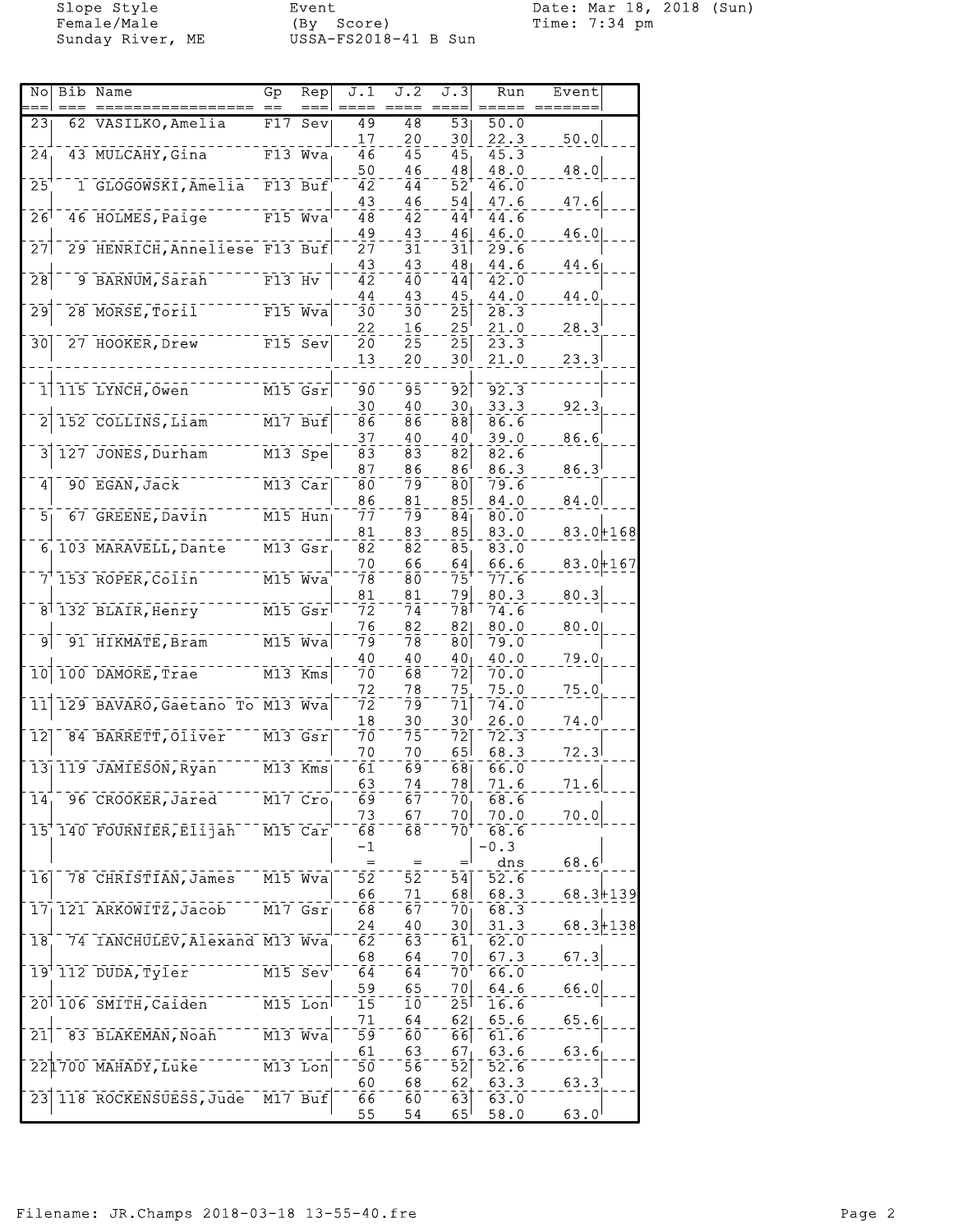Slope Style
Female/Male
Sunday River, ME

Event
(By Score)
USSA-FS2018-41 B Sun

Date: Mar 18, 2018 (Sun)
Time: 7:34 pm

| No | Bib | Name | Gp | Rep | J.1 | J.2 | J.3 | Run | Event |
|---|---|---|---|---|---|---|---|---|---|
| 23 | 62 | VASILKO, Amelia | F17 | Sev | 49 | 48 | 53 | 50.0 | |
| | | | | | 17 | 20 | 30 | 22.3 | 50.0 |
| 24 | 43 | MULCAHY, Gina | F13 | Wva | 46 | 45 | 45 | 45.3 | |
| | | | | | 50 | 46 | 48 | 48.0 | 48.0 |
| 25 | 1 | GLOGOWSKI, Amelia | F13 | Buf | 42 | 44 | 52 | 46.0 | |
| | | | | | 43 | 46 | 54 | 47.6 | 47.6 |
| 26 | 46 | HOLMES, Paige | F15 | Wva | 48 | 42 | 44 | 44.6 | |
| | | | | | 49 | 43 | 46 | 46.0 | 46.0 |
| 27 | 29 | HENRICH, Anneliese | F13 | Buf | 27 | 31 | 31 | 29.6 | |
| | | | | | 43 | 43 | 48 | 44.6 | 44.6 |
| 28 | 9 | BARNUM, Sarah | F13 | Hv | 42 | 40 | 44 | 42.0 | |
| | | | | | 44 | 43 | 45 | 44.0 | 44.0 |
| 29 | 28 | MORSE, Toril | F15 | Wva | 30 | 30 | 25 | 28.3 | |
| | | | | | 22 | 16 | 25 | 21.0 | 28.3 |
| 30 | 27 | HOOKER, Drew | F15 | Sev | 20 | 25 | 25 | 23.3 | |
| | | | | | 13 | 20 | 30 | 21.0 | 23.3 |
| 1 | 115 | LYNCH, Owen | M15 | Gsr | 90 | 95 | 92 | 92.3 | |
| | | | | | 30 | 40 | 30 | 33.3 | 92.3 |
| 2 | 152 | COLLINS, Liam | M17 | Buf | 86 | 86 | 88 | 86.6 | |
| | | | | | 37 | 40 | 40 | 39.0 | 86.6 |
| 3 | 127 | JONES, Durham | M13 | Spe | 83 | 83 | 82 | 82.6 | |
| | | | | | 87 | 86 | 86 | 86.3 | 86.3 |
| 4 | 90 | EGAN, Jack | M13 | Car | 80 | 79 | 80 | 79.6 | |
| | | | | | 86 | 81 | 85 | 84.0 | 84.0 |
| 5 | 67 | GREENE, Davin | M15 | Hun | 77 | 79 | 84 | 80.0 | |
| | | | | | 81 | 83 | 85 | 83.0 | 83.0+168 |
| 6 | 103 | MARAVELL, Dante | M13 | Gsr | 82 | 82 | 85 | 83.0 | |
| | | | | | 70 | 66 | 64 | 66.6 | 83.0+167 |
| 7 | 153 | ROPER, Colin | M15 | Wva | 78 | 80 | 75 | 77.6 | |
| | | | | | 81 | 81 | 79 | 80.3 | 80.3 |
| 8 | 132 | BLAIR, Henry | M15 | Gsr | 72 | 74 | 78 | 74.6 | |
| | | | | | 76 | 82 | 82 | 80.0 | 80.0 |
| 9 | 91 | HIKMATE, Bram | M15 | Wva | 79 | 78 | 80 | 79.0 | |
| | | | | | 40 | 40 | 40 | 40.0 | 79.0 |
| 10 | 100 | DAMORE, Trae | M13 | Kms | 70 | 68 | 72 | 70.0 | |
| | | | | | 72 | 78 | 75 | 75.0 | 75.0 |
| 11 | 129 | BAVARO, Gaetano To | M13 | Wva | 72 | 79 | 71 | 74.0 | |
| | | | | | 18 | 30 | 30 | 26.0 | 74.0 |
| 12 | 84 | BARRETT, Oliver | M13 | Gsr | 70 | 75 | 72 | 72.3 | |
| | | | | | 70 | 70 | 65 | 68.3 | 72.3 |
| 13 | 119 | JAMIESON, Ryan | M13 | Kms | 61 | 69 | 68 | 66.0 | |
| | | | | | 63 | 74 | 78 | 71.6 | 71.6 |
| 14 | 96 | CROOKER, Jared | M17 | Cro | 69 | 67 | 70 | 68.6 | |
| | | | | | 73 | 67 | 70 | 70.0 | 70.0 |
| 15 | 140 | FOURNIER, Elijah | M15 | Car | 68 | 68 | 70 | 68.6 | |
| | | | | | -1 | | | -0.3 | |
| | | | | | = | = | = | dns | 68.6 |
| 16 | 78 | CHRISTIAN, James | M15 | Wva | 52 | 52 | 54 | 52.6 | |
| | | | | | 66 | 71 | 68 | 68.3 | 68.3+139 |
| 17 | 121 | ARKOWITZ, Jacob | M17 | Gsr | 68 | 67 | 70 | 68.3 | |
| | | | | | 24 | 40 | 30 | 31.3 | 68.3+138 |
| 18 | 74 | IANCHULEV, Alexand | M13 | Wva | 62 | 63 | 61 | 62.0 | |
| | | | | | 68 | 64 | 70 | 67.3 | 67.3 |
| 19 | 112 | DUDA, Tyler | M15 | Sev | 64 | 64 | 70 | 66.0 | |
| | | | | | 59 | 65 | 70 | 64.6 | 66.0 |
| 20 | 106 | SMITH, Caiden | M15 | Lon | 15 | 10 | 25 | 16.6 | |
| | | | | | 71 | 64 | 62 | 65.6 | 65.6 |
| 21 | 83 | BLAKEMAN, Noah | M13 | Wva | 59 | 60 | 66 | 61.6 | |
| | | | | | 61 | 63 | 67 | 63.6 | 63.6 |
| 22 | 1700 | MAHADY, Luke | M13 | Lon | 50 | 56 | 52 | 52.6 | |
| | | | | | 60 | 68 | 62 | 63.3 | 63.3 |
| 23 | 118 | ROCKENSUESS, Jude | M17 | Buf | 66 | 60 | 63 | 63.0 | |
| | | | | | 55 | 54 | 65 | 58.0 | 63.0 |

Filename: JR.Champs 2018-03-18 13-55-40.fre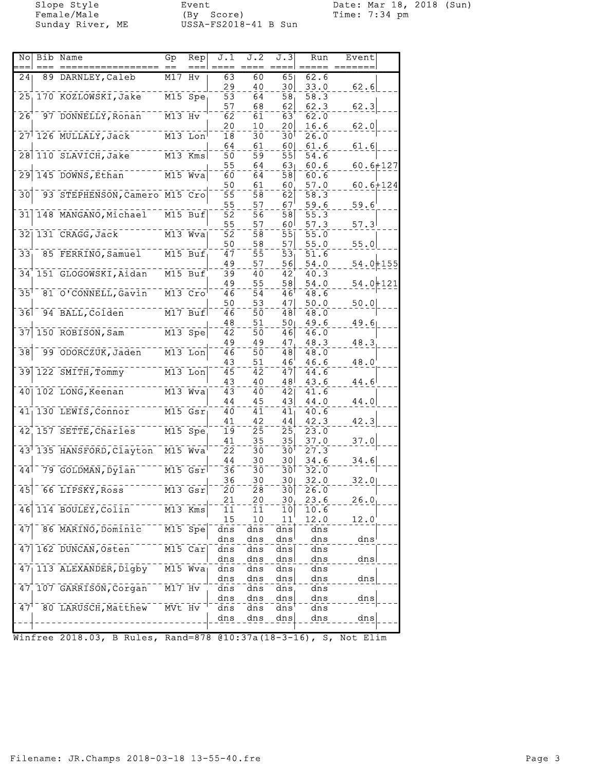Slope Style
Female/Male
Sunday River, ME

Event
(By Score)
USSA-FS2018-41 B Sun

Date: Mar 18, 2018 (Sun)
Time: 7:34 pm

| No | Bib | Name | Gp | Rep | J.1 | J.2 | J.3 | Run | Event |
|---|---|---|---|---|---|---|---|---|---|
| 24 | 89 | DARNLEY, Caleb | M17 | Hv | 63 | 60 | 65 | 62.6 | |
| | | | | | 29 | 40 | 30 | 33.0 | 62.6 |
| 25 | 170 | KOZLOWSKI, Jake | M15 | Spe | 53 | 64 | 58 | 58.3 | |
| | | | | | 57 | 68 | 62 | 62.3 | 62.3 |
| 26 | 97 | DONNELLY, Ronan | M13 | Hv | 62 | 61 | 63 | 62.0 | |
| | | | | | 20 | 10 | 20 | 16.6 | 62.0 |
| 27 | 126 | MULLALY, Jack | M13 | Lon | 18 | 30 | 30 | 26.0 | |
| | | | | | 64 | 61 | 60 | 61.6 | 61.6 |
| 28 | 110 | SLAVICH, Jake | M13 | Kms | 50 | 59 | 55 | 54.6 | |
| | | | | | 55 | 64 | 63 | 60.6 | 60.6+127 |
| 29 | 145 | DOWNS, Ethan | M15 | Wva | 60 | 64 | 58 | 60.6 | |
| | | | | | 50 | 61 | 60 | 57.0 | 60.6+124 |
| 30 | 93 | STEPHENSON, Camero | M15 | Cro | 55 | 58 | 62 | 58.3 | |
| | | | | | 55 | 57 | 67 | 59.6 | 59.6 |
| 31 | 148 | MANGANO, Michael | M15 | Buf | 52 | 56 | 58 | 55.3 | |
| | | | | | 55 | 57 | 60 | 57.3 | 57.3 |
| 32 | 131 | CRAGG, Jack | M13 | Wva | 52 | 58 | 55 | 55.0 | |
| | | | | | 50 | 58 | 57 | 55.0 | 55.0 |
| 33 | 85 | FERRINO, Samuel | M15 | Buf | 47 | 55 | 53 | 51.6 | |
| | | | | | 49 | 57 | 56 | 54.0 | 54.0+155 |
| 34 | 151 | GLOGOWSKI, Aidan | M15 | Buf | 39 | 40 | 42 | 40.3 | |
| | | | | | 49 | 55 | 58 | 54.0 | 54.0+121 |
| 35 | 81 | O'CONNELL, Gavin | M13 | Cro | 46 | 54 | 46 | 48.6 | |
| | | | | | 50 | 53 | 47 | 50.0 | 50.0 |
| 36 | 94 | BALL, Colden | M17 | Buf | 46 | 50 | 48 | 48.0 | |
| | | | | | 48 | 51 | 50 | 49.6 | 49.6 |
| 37 | 150 | ROBISON, Sam | M13 | Spe | 42 | 50 | 46 | 46.0 | |
| | | | | | 49 | 49 | 47 | 48.3 | 48.3 |
| 38 | 99 | ODORCZUK, Jaden | M13 | Lon | 46 | 50 | 48 | 48.0 | |
| | | | | | 43 | 51 | 46 | 46.6 | 48.0 |
| 39 | 122 | SMITH, Tommy | M13 | Lon | 45 | 42 | 47 | 44.6 | |
| | | | | | 43 | 40 | 48 | 43.6 | 44.6 |
| 40 | 102 | LONG, Keenan | M13 | Wva | 43 | 40 | 42 | 41.6 | |
| | | | | | 44 | 45 | 43 | 44.0 | 44.0 |
| 41 | 130 | LEWIS, Connor | M15 | Gsr | 40 | 41 | 41 | 40.6 | |
| | | | | | 41 | 42 | 44 | 42.3 | 42.3 |
| 42 | 157 | SETTE, Charles | M15 | Spe | 19 | 25 | 25 | 23.0 | |
| | | | | | 41 | 35 | 35 | 37.0 | 37.0 |
| 43 | 135 | HANSFORD, Clayton | M15 | Wva | 22 | 30 | 30 | 27.3 | |
| | | | | | 44 | 30 | 30 | 34.6 | 34.6 |
| 44 | 79 | GOLDMAN, Dylan | M15 | Gsr | 36 | 30 | 30 | 32.0 | |
| | | | | | 36 | 30 | 30 | 32.0 | 32.0 |
| 45 | 66 | LIPSKY, Ross | M13 | Gsr | 20 | 28 | 30 | 26.0 | |
| | | | | | 21 | 20 | 30 | 23.6 | 26.0 |
| 46 | 114 | BOULEY, Colin | M13 | Kms | 11 | 11 | 10 | 10.6 | |
| | | | | | 15 | 10 | 11 | 12.0 | 12.0 |
| 47 | 86 | MARINO, Dominic | M15 | Spe | dns | dns | dns | dns | |
| | | | | | dns | dns | dns | dns | dns |
| 47 | 162 | DUNCAN, Osten | M15 | Car | dns | dns | dns | dns | |
| | | | | | dns | dns | dns | dns | dns |
| 47 | 113 | ALEXANDER, Digby | M15 | Wva | dns | dns | dns | dns | |
| | | | | | dns | dns | dns | dns | dns |
| 47 | 107 | GARRISON, Corgan | M17 | Hv | dns | dns | dns | dns | |
| | | | | | dns | dns | dns | dns | dns |
| 47 | 80 | LARUSCH, Matthew | MVt | Hv | dns | dns | dns | dns | |
| | | | | | dns | dns | dns | dns | dns |

Winfree 2018.03, B Rules, Rand=878 @10:37a(18-3-16), S, Not Elim

Filename: JR.Champs 2018-03-18 13-55-40.fre